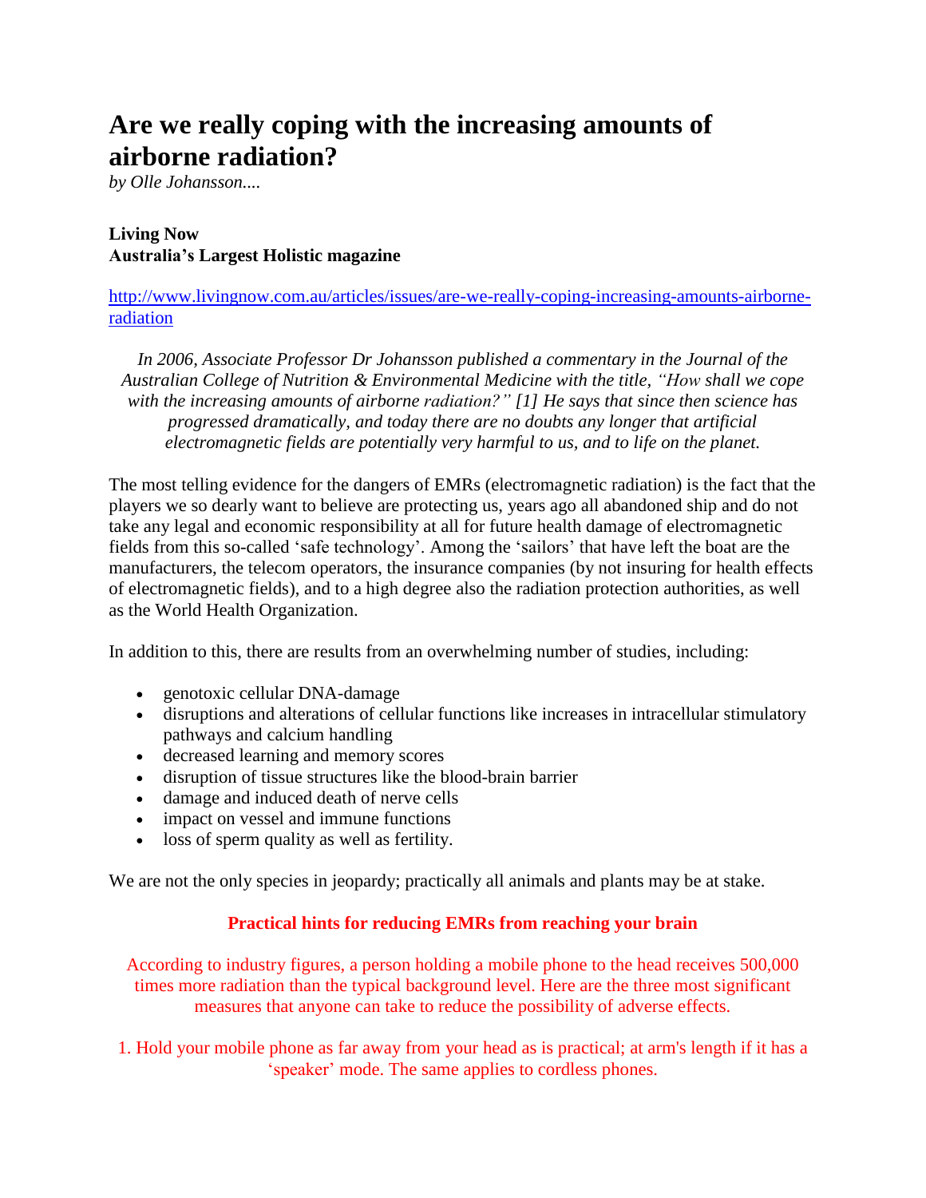# Are we really coping with the increasing amounts of airborne radiation?

*by Olle Johansson....*

**Living Now**
**Australia's Largest Holistic magazine**

http://www.livingnow.com.au/articles/issues/are-we-really-coping-increasing-amounts-airborne-radiation

*In 2006, Associate Professor Dr Johansson published a commentary in the Journal of the Australian College of Nutrition & Environmental Medicine with the title, "How shall we cope with the increasing amounts of airborne radiation?" [1] He says that since then science has progressed dramatically, and today there are no doubts any longer that artificial electromagnetic fields are potentially very harmful to us, and to life on the planet.*

The most telling evidence for the dangers of EMRs (electromagnetic radiation) is the fact that the players we so dearly want to believe are protecting us, years ago all abandoned ship and do not take any legal and economic responsibility at all for future health damage of electromagnetic fields from this so-called 'safe technology'. Among the 'sailors' that have left the boat are the manufacturers, the telecom operators, the insurance companies (by not insuring for health effects of electromagnetic fields), and to a high degree also the radiation protection authorities, as well as the World Health Organization.

In addition to this, there are results from an overwhelming number of studies, including:

- genotoxic cellular DNA-damage
- disruptions and alterations of cellular functions like increases in intracellular stimulatory pathways and calcium handling
- decreased learning and memory scores
- disruption of tissue structures like the blood-brain barrier
- damage and induced death of nerve cells
- impact on vessel and immune functions
- loss of sperm quality as well as fertility.

We are not the only species in jeopardy; practically all animals and plants may be at stake.

**Practical hints for reducing EMRs from reaching your brain**

According to industry figures, a person holding a mobile phone to the head receives 500,000 times more radiation than the typical background level. Here are the three most significant measures that anyone can take to reduce the possibility of adverse effects.

1. Hold your mobile phone as far away from your head as is practical; at arm's length if it has a 'speaker' mode. The same applies to cordless phones.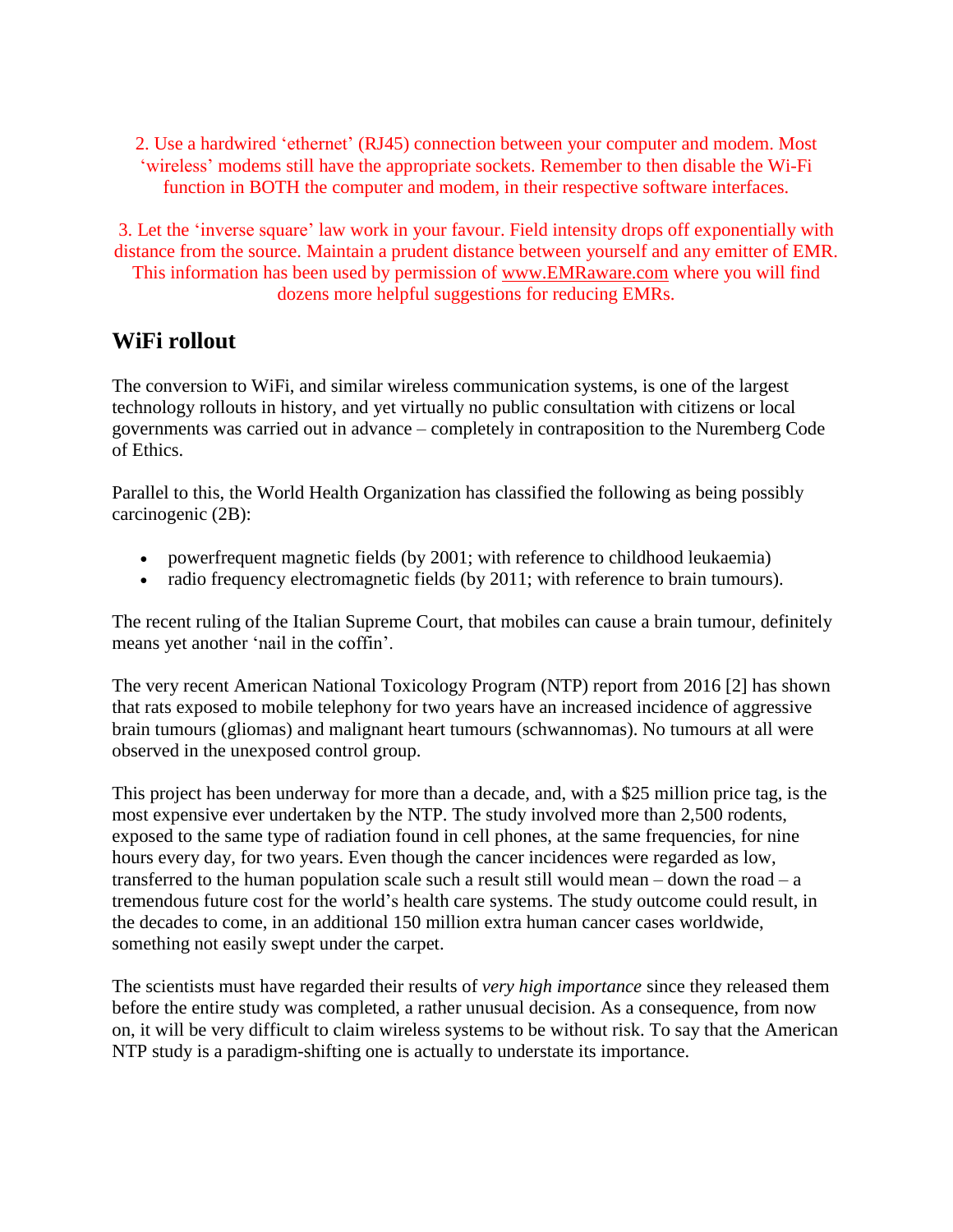2. Use a hardwired ‘ethernet’ (RJ45) connection between your computer and modem. Most ‘wireless’ modems still have the appropriate sockets. Remember to then disable the Wi-Fi function in BOTH the computer and modem, in their respective software interfaces.

3. Let the ‘inverse square’ law work in your favour. Field intensity drops off exponentially with distance from the source. Maintain a prudent distance between yourself and any emitter of EMR. This information has been used by permission of www.EMRaware.com where you will find dozens more helpful suggestions for reducing EMRs.

## WiFi rollout

The conversion to WiFi, and similar wireless communication systems, is one of the largest technology rollouts in history, and yet virtually no public consultation with citizens or local governments was carried out in advance – completely in contraposition to the Nuremberg Code of Ethics.

Parallel to this, the World Health Organization has classified the following as being possibly carcinogenic (2B):

- powerfrequent magnetic fields (by 2001; with reference to childhood leukaemia)
- radio frequency electromagnetic fields (by 2011; with reference to brain tumours).

The recent ruling of the Italian Supreme Court, that mobiles can cause a brain tumour, definitely means yet another ‘nail in the coffin’.

The very recent American National Toxicology Program (NTP) report from 2016 [2] has shown that rats exposed to mobile telephony for two years have an increased incidence of aggressive brain tumours (gliomas) and malignant heart tumours (schwannomas). No tumours at all were observed in the unexposed control group.

This project has been underway for more than a decade, and, with a $25 million price tag, is the most expensive ever undertaken by the NTP. The study involved more than 2,500 rodents, exposed to the same type of radiation found in cell phones, at the same frequencies, for nine hours every day, for two years. Even though the cancer incidences were regarded as low, transferred to the human population scale such a result still would mean – down the road – a tremendous future cost for the world’s health care systems. The study outcome could result, in the decades to come, in an additional 150 million extra human cancer cases worldwide, something not easily swept under the carpet.

The scientists must have regarded their results of *very high importance* since they released them before the entire study was completed, a rather unusual decision. As a consequence, from now on, it will be very difficult to claim wireless systems to be without risk. To say that the American NTP study is a paradigm-shifting one is actually to understate its importance.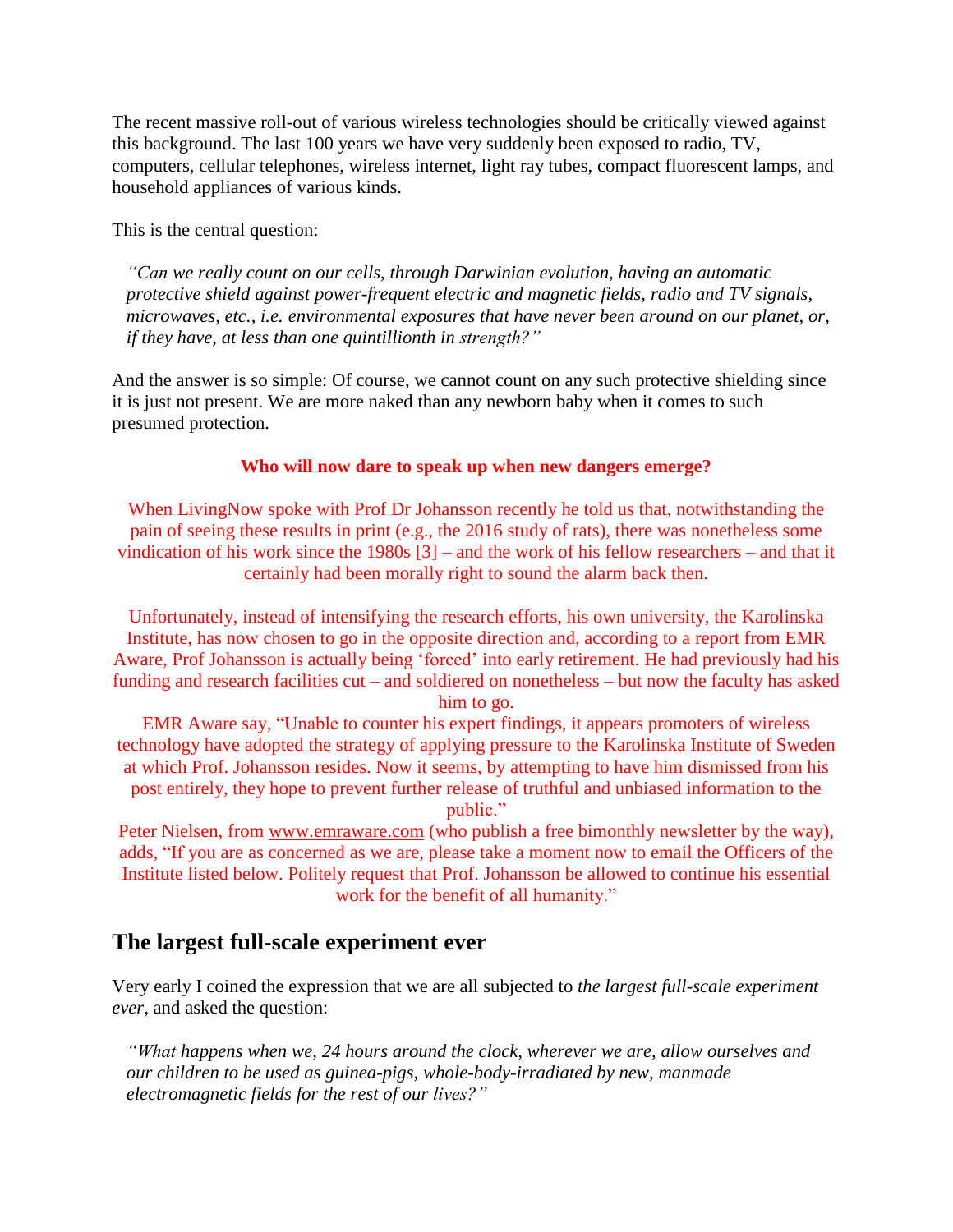The recent massive roll-out of various wireless technologies should be critically viewed against this background. The last 100 years we have very suddenly been exposed to radio, TV, computers, cellular telephones, wireless internet, light ray tubes, compact fluorescent lamps, and household appliances of various kinds.

This is the central question:

> *"Can we really count on our cells, through Darwinian evolution, having an automatic protective shield against power-frequent electric and magnetic fields, radio and TV signals, microwaves, etc., i.e. environmental exposures that have never been around on our planet, or, if they have, at less than one quintillionth in strength?"*

And the answer is so simple: Of course, we cannot count on any such protective shielding since it is just not present. We are more naked than any newborn baby when it comes to such presumed protection.

**Who will now dare to speak up when new dangers emerge?**

When LivingNow spoke with Prof Dr Johansson recently he told us that, notwithstanding the pain of seeing these results in print (e.g., the 2016 study of rats), there was nonetheless some vindication of his work since the 1980s [3] – and the work of his fellow researchers – and that it certainly had been morally right to sound the alarm back then.

Unfortunately, instead of intensifying the research efforts, his own university, the Karolinska Institute, has now chosen to go in the opposite direction and, according to a report from EMR Aware, Prof Johansson is actually being 'forced' into early retirement. He had previously had his funding and research facilities cut – and soldiered on nonetheless – but now the faculty has asked him to go.

EMR Aware say, "Unable to counter his expert findings, it appears promoters of wireless technology have adopted the strategy of applying pressure to the Karolinska Institute of Sweden at which Prof. Johansson resides. Now it seems, by attempting to have him dismissed from his post entirely, they hope to prevent further release of truthful and unbiased information to the public."

Peter Nielsen, from www.emraware.com (who publish a free bimonthly newsletter by the way), adds, "If you are as concerned as we are, please take a moment now to email the Officers of the Institute listed below. Politely request that Prof. Johansson be allowed to continue his essential work for the benefit of all humanity."

## The largest full-scale experiment ever

Very early I coined the expression that we are all subjected to *the largest full-scale experiment ever*, and asked the question:

> *"What happens when we, 24 hours around the clock, wherever we are, allow ourselves and our children to be used as guinea-pigs, whole-body-irradiated by new, manmade electromagnetic fields for the rest of our lives?"*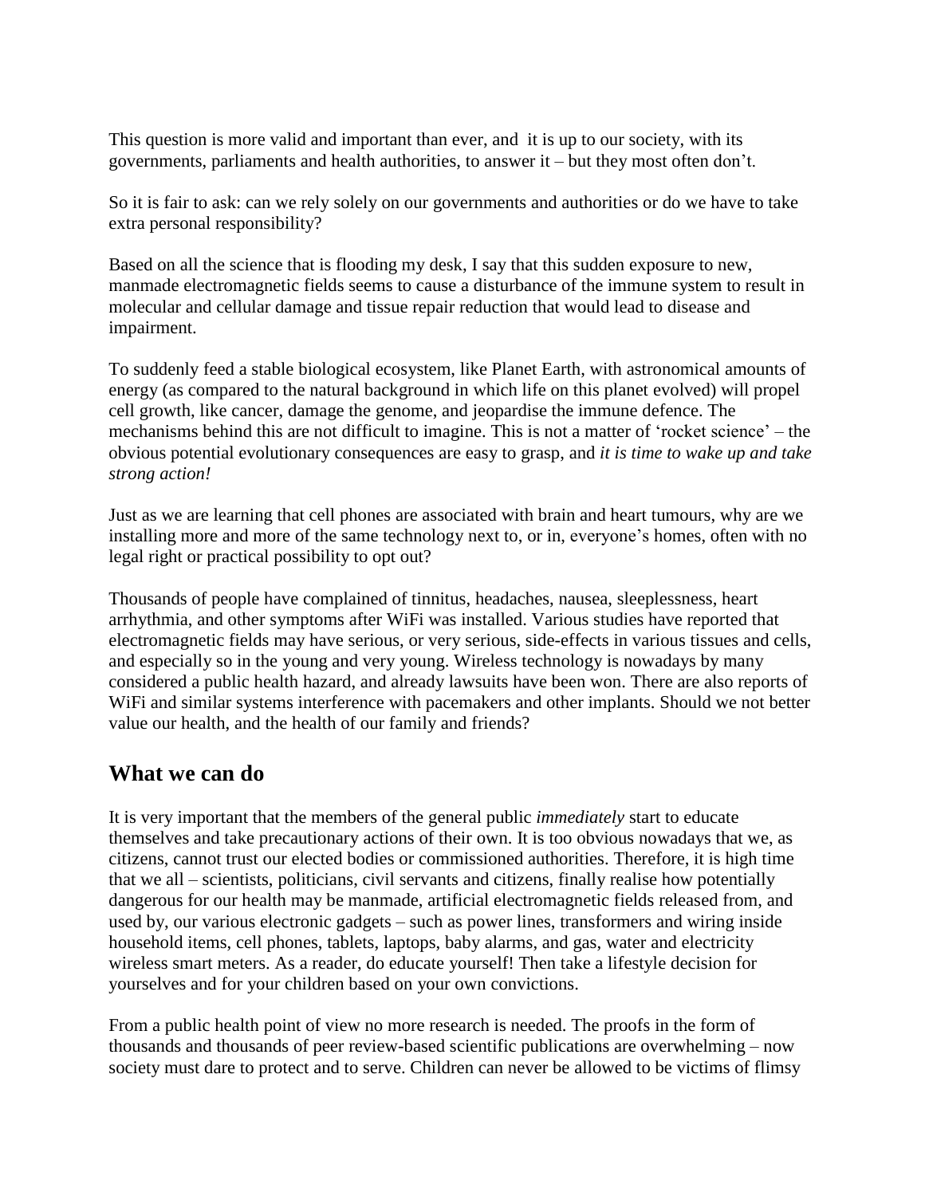This question is more valid and important than ever, and it is up to our society, with its governments, parliaments and health authorities, to answer it – but they most often don't.

So it is fair to ask: can we rely solely on our governments and authorities or do we have to take extra personal responsibility?

Based on all the science that is flooding my desk, I say that this sudden exposure to new, manmade electromagnetic fields seems to cause a disturbance of the immune system to result in molecular and cellular damage and tissue repair reduction that would lead to disease and impairment.

To suddenly feed a stable biological ecosystem, like Planet Earth, with astronomical amounts of energy (as compared to the natural background in which life on this planet evolved) will propel cell growth, like cancer, damage the genome, and jeopardise the immune defence. The mechanisms behind this are not difficult to imagine. This is not a matter of 'rocket science' – the obvious potential evolutionary consequences are easy to grasp, and *it is time to wake up and take strong action!*

Just as we are learning that cell phones are associated with brain and heart tumours, why are we installing more and more of the same technology next to, or in, everyone's homes, often with no legal right or practical possibility to opt out?

Thousands of people have complained of tinnitus, headaches, nausea, sleeplessness, heart arrhythmia, and other symptoms after WiFi was installed. Various studies have reported that electromagnetic fields may have serious, or very serious, side-effects in various tissues and cells, and especially so in the young and very young. Wireless technology is nowadays by many considered a public health hazard, and already lawsuits have been won. There are also reports of WiFi and similar systems interference with pacemakers and other implants. Should we not better value our health, and the health of our family and friends?

## What we can do

It is very important that the members of the general public *immediately* start to educate themselves and take precautionary actions of their own. It is too obvious nowadays that we, as citizens, cannot trust our elected bodies or commissioned authorities. Therefore, it is high time that we all – scientists, politicians, civil servants and citizens, finally realise how potentially dangerous for our health may be manmade, artificial electromagnetic fields released from, and used by, our various electronic gadgets – such as power lines, transformers and wiring inside household items, cell phones, tablets, laptops, baby alarms, and gas, water and electricity wireless smart meters. As a reader, do educate yourself! Then take a lifestyle decision for yourselves and for your children based on your own convictions.

From a public health point of view no more research is needed. The proofs in the form of thousands and thousands of peer review-based scientific publications are overwhelming – now society must dare to protect and to serve. Children can never be allowed to be victims of flimsy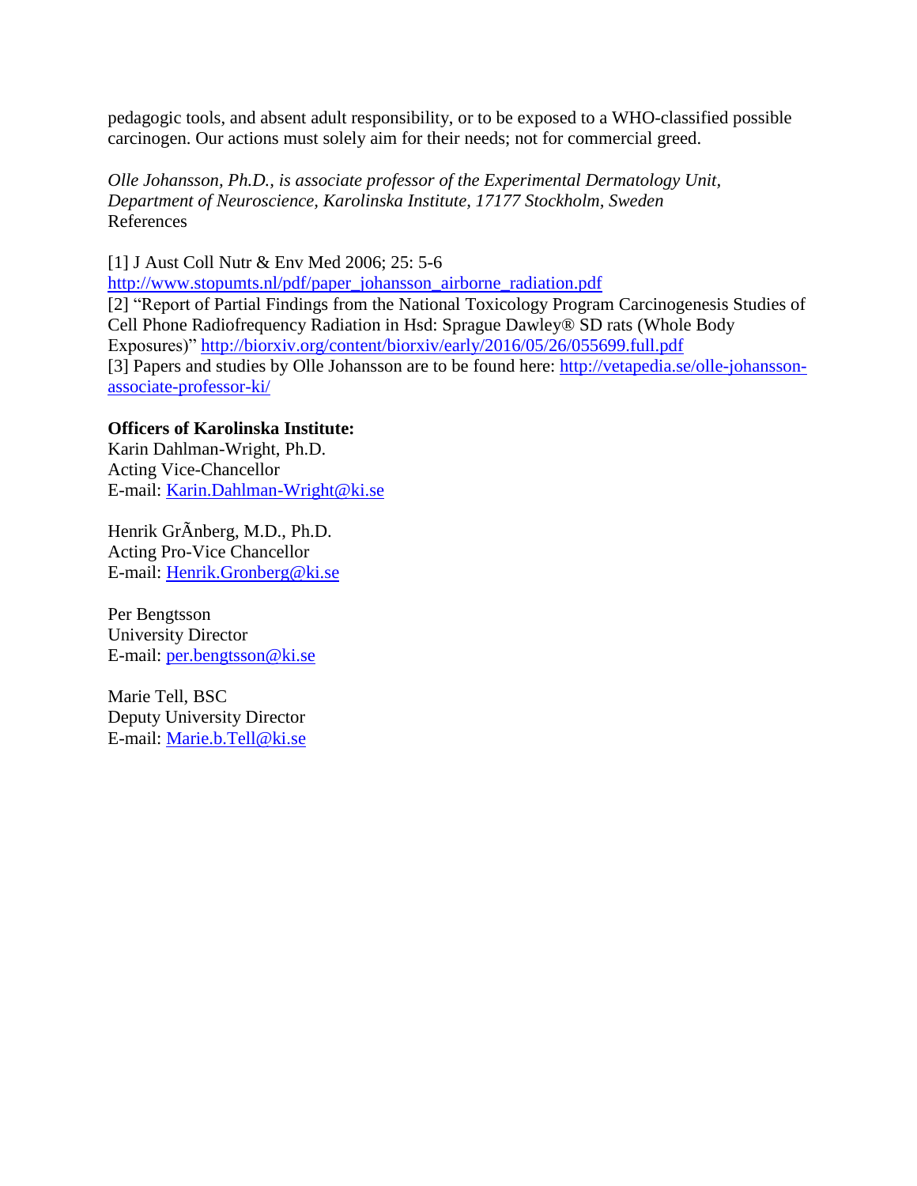pedagogic tools, and absent adult responsibility, or to be exposed to a WHO-classified possible carcinogen. Our actions must solely aim for their needs; not for commercial greed.

*Olle Johansson, Ph.D., is associate professor of the Experimental Dermatology Unit, Department of Neuroscience, Karolinska Institute, 17177 Stockholm, Sweden*

References

[1] J Aust Coll Nutr & Env Med 2006; 25: 5-6
http://www.stopumts.nl/pdf/paper_johansson_airborne_radiation.pdf

[2] "Report of Partial Findings from the National Toxicology Program Carcinogenesis Studies of Cell Phone Radiofrequency Radiation in Hsd: Sprague Dawley® SD rats (Whole Body Exposures)" http://biorxiv.org/content/biorxiv/early/2016/05/26/055699.full.pdf

[3] Papers and studies by Olle Johansson are to be found here: http://vetapedia.se/olle-johansson-associate-professor-ki/

**Officers of Karolinska Institute:**

Karin Dahlman-Wright, Ph.D.
Acting Vice-Chancellor
E-mail: Karin.Dahlman-Wright@ki.se

Henrik GrÃnberg, M.D., Ph.D.
Acting Pro-Vice Chancellor
E-mail: Henrik.Gronberg@ki.se

Per Bengtsson
University Director
E-mail: per.bengtsson@ki.se

Marie Tell, BSC
Deputy University Director
E-mail: Marie.b.Tell@ki.se